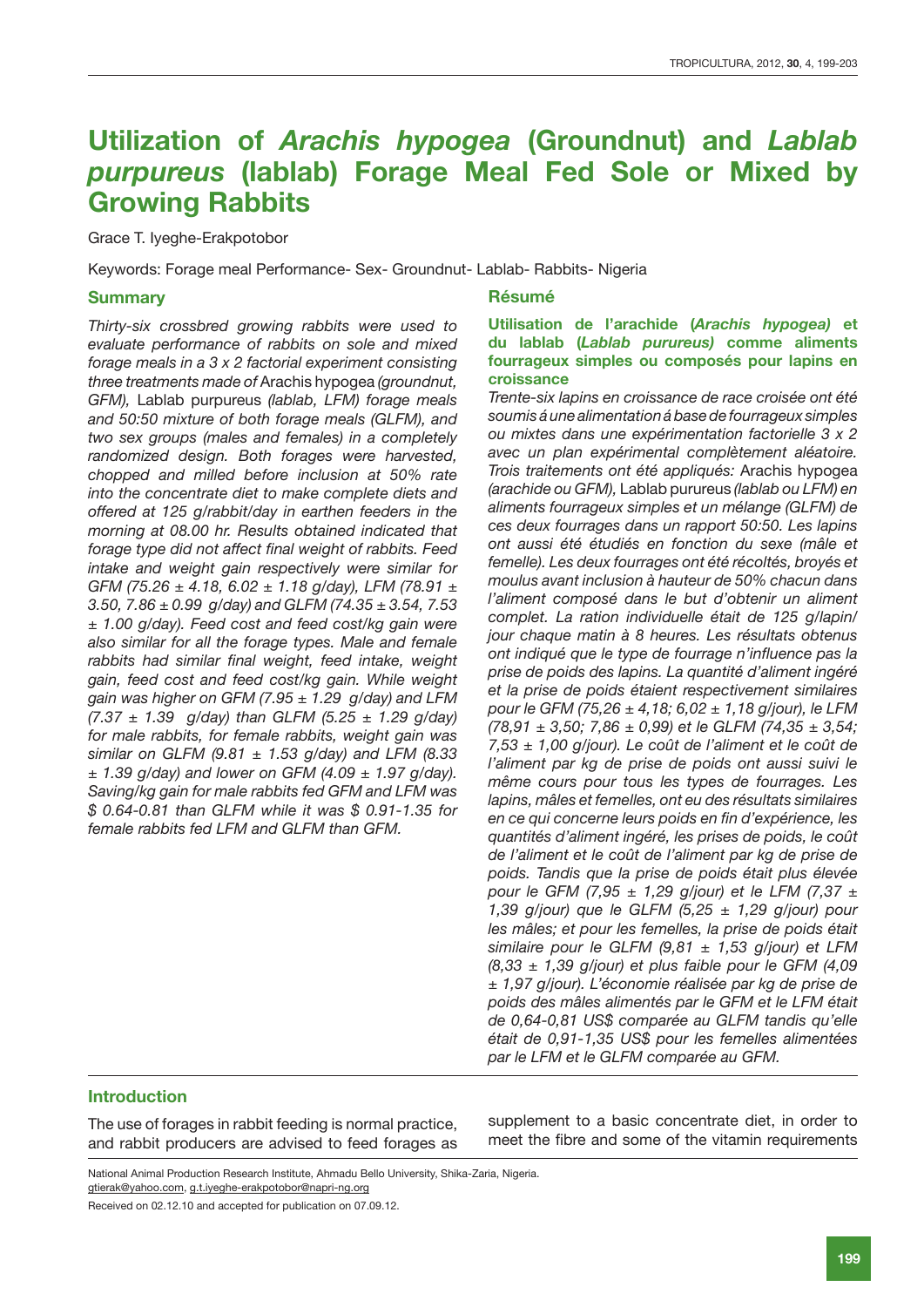# Utilization of *Arachis hypogea* (Groundnut) and *Lablab purpureus* (lablab) Forage Meal Fed Sole or Mixed by Growing Rabbits

Grace T. Iyeghe-Erakpotobor

Keywords: Forage meal Performance- Sex- Groundnut- Lablab- Rabbits- Nigeria

## Summary

*Thirty-six crossbred growing rabbits were used to evaluate performance of rabbits on sole and mixed forage meals in a 3 x 2 factorial experiment consisting three treatments made of* Arachis hypogea *(groundnut, GFM),* Lablab purpureus *(lablab, LFM) forage meals and 50:50 mixture of both forage meals (GLFM), and two sex groups (males and females) in a completely randomized design. Both forages were harvested, chopped and milled before inclusion at 50% rate into the concentrate diet to make complete diets and offered at 125 g/rabbit/day in earthen feeders in the morning at 08.00 hr. Results obtained indicated that forage type did not affect final weight of rabbits. Feed intake and weight gain respectively were similar for GFM (75.26 ± 4.18, 6.02 ± 1.18 g/day), LFM (78.91 ± 3.50, 7.86 ± 0.99 g/day) and GLFM (74.35 ± 3.54, 7.53 ± 1.00 g/day). Feed cost and feed cost/kg gain were also similar for all the forage types. Male and female rabbits had similar final weight, feed intake, weight gain, feed cost and feed cost/kg gain. While weight gain was higher on GFM (7.95 ± 1.29 g/day) and LFM (7.37 ± 1.39 g/day) than GLFM (5.25 ± 1.29 g/day) for male rabbits, for female rabbits, weight gain was similar on GLFM (9.81 ± 1.53 g/day) and LFM (8.33 ± 1.39 g/day) and lower on GFM (4.09 ± 1.97 g/day). Saving/kg gain for male rabbits fed GFM and LFM was $ 0.64-0.81 than GLFM while it was $ 0.91-1.35 for female rabbits fed LFM and GLFM than GFM.*

## Résumé

**Utilisation de l'arachide (*Arachis hypogea)* et du lablab (*Lablab purureus)* comme aliments fourrageux simples ou composés pour lapins en croissance**

*Trente-six lapins en croissance de race croisée ont été soumis á une alimentation á base de fourrageux simples ou mixtes dans une expérimentation factorielle 3 x 2 avec un plan expérimental complètement aléatoire. Trois traitements ont été appliqués:* Arachis hypogea *(arachide ou GFM),* Lablab purureus *(lablab ou LFM) en aliments fourrageux simples et un mélange (GLFM) de ces deux fourrages dans un rapport 50:50. Les lapins ont aussi été étudiés en fonction du sexe (mâle et femelle). Les deux fourrages ont été récoltés, broyés et moulus avant inclusion à hauteur de 50% chacun dans l'aliment composé dans le but d'obtenir un aliment complet. La ration individuelle était de 125 g/lapin/ jour chaque matin à 8 heures. Les résultats obtenus ont indiqué que le type de fourrage n'influence pas la prise de poids des lapins. La quantité d'aliment ingéré et la prise de poids étaient respectivement similaires pour le GFM (75,26 ± 4,18; 6,02 ± 1,18 g/jour), le LFM (78,91 ± 3,50; 7,86 ± 0,99) et le GLFM (74,35 ± 3,54; 7,53 ± 1,00 g/jour). Le coût de l'aliment et le coût de l'aliment par kg de prise de poids ont aussi suivi le même cours pour tous les types de fourrages. Les lapins, mâles et femelles, ont eu des résultats similaires en ce qui concerne leurs poids en fin d'expérience, les quantités d'aliment ingéré, les prises de poids, le coût de l'aliment et le coût de l'aliment par kg de prise de poids. Tandis que la prise de poids était plus élevée pour le GFM (7,95 ± 1,29 g/jour) et le LFM (7,37 ± 1,39 g/jour) que le GLFM (5,25 ± 1,29 g/jour) pour les mâles; et pour les femelles, la prise de poids était similaire pour le GLFM (9,81 ± 1,53 g/jour) et LFM (8,33 ± 1,39 g/jour) et plus faible pour le GFM (4,09 ± 1,97 g/jour). L'économie réalisée par kg de prise de poids des mâles alimentés par le GFM et le LFM était de 0,64-0,81 US$ comparée au GLFM tandis qu'elle était de 0,91-1,35 US$ pour les femelles alimentées par le LFM et le GLFM comparée au GFM.*

## Introduction

The use of forages in rabbit feeding is normal practice, and rabbit producers are advised to feed forages as supplement to a basic concentrate diet, in order to meet the fibre and some of the vitamin requirements

National Animal Production Research Institute, Ahmadu Bello University, Shika-Zaria, Nigeria.
gtierak@yahoo.com, g.t.iyeghe-erakpotobor@napri-ng.org

Received on 02.12.10 and accepted for publication on 07.09.12.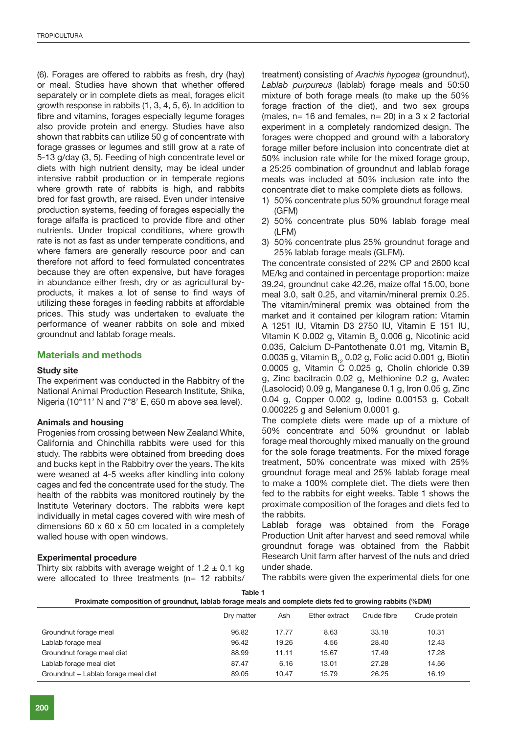(6). Forages are offered to rabbits as fresh, dry (hay) or meal. Studies have shown that whether offered separately or in complete diets as meal, forages elicit growth response in rabbits (1, 3, 4, 5, 6). In addition to fibre and vitamins, forages especially legume forages also provide protein and energy. Studies have also shown that rabbits can utilize 50 g of concentrate with forage grasses or legumes and still grow at a rate of 5-13 g/day (3, 5). Feeding of high concentrate level or diets with high nutrient density, may be ideal under intensive rabbit production or in temperate regions where growth rate of rabbits is high, and rabbits bred for fast growth, are raised. Even under intensive production systems, feeding of forages especially the forage alfalfa is practiced to provide fibre and other nutrients. Under tropical conditions, where growth rate is not as fast as under temperate conditions, and where famers are generally resource poor and can therefore not afford to feed formulated concentrates because they are often expensive, but have forages in abundance either fresh, dry or as agricultural by-products, it makes a lot of sense to find ways of utilizing these forages in feeding rabbits at affordable prices. This study was undertaken to evaluate the performance of weaner rabbits on sole and mixed groundnut and lablab forage meals.

## Materials and methods

### Study site

The experiment was conducted in the Rabbitry of the National Animal Production Research Institute, Shika, Nigeria (10°11' N and 7°8' E, 650 m above sea level).

### Animals and housing

Progenies from crossing between New Zealand White, California and Chinchilla rabbits were used for this study. The rabbits were obtained from breeding does and bucks kept in the Rabbitry over the years. The kits were weaned at 4-5 weeks after kindling into colony cages and fed the concentrate used for the study. The health of the rabbits was monitored routinely by the Institute Veterinary doctors. The rabbits were kept individually in metal cages covered with wire mesh of dimensions 60 x 60 x 50 cm located in a completely walled house with open windows.

### Experimental procedure

Thirty six rabbits with average weight of 1.2 ± 0.1 kg were allocated to three treatments (n= 12 rabbits/treatment) consisting of *Arachis hypogea* (groundnut), *Lablab purpureus* (lablab) forage meals and 50:50 mixture of both forage meals (to make up the 50% forage fraction of the diet), and two sex groups (males, n= 16 and females, n= 20) in a 3 x 2 factorial experiment in a completely randomized design. The forages were chopped and ground with a laboratory forage miller before inclusion into concentrate diet at 50% inclusion rate while for the mixed forage group, a 25:25 combination of groundnut and lablab forage meals was included at 50% inclusion rate into the concentrate diet to make complete diets as follows.

1) 50% concentrate plus 50% groundnut forage meal (GFM)
2) 50% concentrate plus 50% lablab forage meal (LFM)
3) 50% concentrate plus 25% groundnut forage and 25% lablab forage meals (GLFM).

The concentrate consisted of 22% CP and 2600 kcal ME/kg and contained in percentage proportion: maize 39.24, groundnut cake 42.26, maize offal 15.00, bone meal 3.0, salt 0.25, and vitamin/mineral premix 0.25. The vitamin/mineral premix was obtained from the market and it contained per kilogram ration: Vitamin A 1251 IU, Vitamin D3 2750 IU, Vitamin E 151 IU, Vitamin K 0.002 g, Vitamin $B_2$ 0.006 g, Nicotinic acid 0.035, Calcium D-Pantothenate 0.01 mg, Vitamin $B_6$ 0.0035 g, Vitamin $B_{12}$ 0.02 g, Folic acid 0.001 g, Biotin 0.0005 g, Vitamin C 0.025 g, Cholin chloride 0.39 g, Zinc bacitracin 0.02 g, Methionine 0.2 g, Avatec (Lasolocid) 0.09 g, Manganese 0.1 g, Iron 0.05 g, Zinc 0.04 g, Copper 0.002 g, Iodine 0.00153 g, Cobalt 0.000225 g and Selenium 0.0001 g.

The complete diets were made up of a mixture of 50% concentrate and 50% groundnut or lablab forage meal thoroughly mixed manually on the ground for the sole forage treatments. For the mixed forage treatment, 50% concentrate was mixed with 25% groundnut forage meal and 25% lablab forage meal to make a 100% complete diet. The diets were then fed to the rabbits for eight weeks. Table 1 shows the proximate composition of the forages and diets fed to the rabbits.

Lablab forage was obtained from the Forage Production Unit after harvest and seed removal while groundnut forage was obtained from the Rabbit Research Unit farm after harvest of the nuts and dried under shade.

The rabbits were given the experimental diets for one

**Table 1**
**Proximate composition of groundnut, lablab forage meals and complete diets fed to growing rabbits (%DM)**

| | Dry matter | Ash | Ether extract | Crude fibre | Crude protein |
|---|---|---|---|---|---|
| Groundnut forage meal | 96.82 | 17.77 | 8.63 | 33.18 | 10.31 |
| Lablab forage meal | 96.42 | 19.26 | 4.56 | 28.40 | 12.43 |
| Groundnut forage meal diet | 88.99 | 11.11 | 15.67 | 17.49 | 17.28 |
| Lablab forage meal diet | 87.47 | 6.16 | 13.01 | 27.28 | 14.56 |
| Groundnut + Lablab forage meal diet | 89.05 | 10.47 | 15.79 | 26.25 | 16.19 |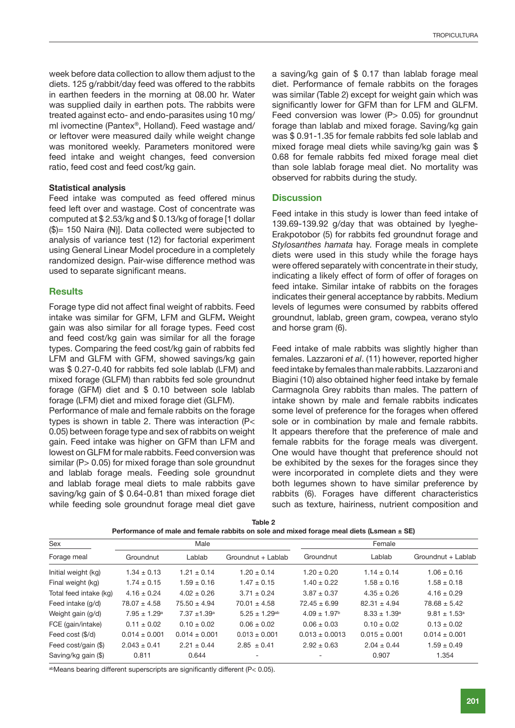week before data collection to allow them adjust to the diets. 125 g/rabbit/day feed was offered to the rabbits in earthen feeders in the morning at 08.00 hr. Water was supplied daily in earthen pots. The rabbits were treated against ecto- and endo-parasites using 10 mg/ml ivomectine (Pantex®, Holland). Feed wastage and/or leftover were measured daily while weight change was monitored weekly. Parameters monitored were feed intake and weight changes, feed conversion ratio, feed cost and feed cost/kg gain.

**Statistical analysis**

Feed intake was computed as feed offered minus feed left over and wastage. Cost of concentrate was computed at $ 2.53/kg and $ 0.13/kg of forage [1 dollar ($)= 150 Naira (₦)]. Data collected were subjected to analysis of variance test (12) for factorial experiment using General Linear Model procedure in a completely randomized design. Pair-wise difference method was used to separate significant means.

## Results

Forage type did not affect final weight of rabbits. Feed intake was similar for GFM, LFM and GLFM**.** Weight gain was also similar for all forage types. Feed cost and feed cost/kg gain was similar for all the forage types. Comparing the feed cost/kg gain of rabbits fed LFM and GLFM with GFM, showed savings/kg gain was $ 0.27-0.40 for rabbits fed sole lablab (LFM) and mixed forage (GLFM) than rabbits fed sole groundnut forage (GFM) diet and $ 0.10 between sole lablab forage (LFM) diet and mixed forage diet (GLFM).

Performance of male and female rabbits on the forage types is shown in table 2. There was interaction ($P< 0.05$) between forage type and sex of rabbits on weight gain. Feed intake was higher on GFM than LFM and lowest on GLFM for male rabbits. Feed conversion was similar ($P> 0.05$) for mixed forage than sole groundnut and lablab forage meals. Feeding sole groundnut and lablab forage meal diets to male rabbits gave saving/kg gain of $ 0.64-0.81 than mixed forage diet while feeding sole groundnut forage meal diet gave a saving/kg gain of $ 0.17 than lablab forage meal diet. Performance of female rabbits on the forages was similar (Table 2) except for weight gain which was significantly lower for GFM than for LFM and GLFM. Feed conversion was lower ($P> 0.05$) for groundnut forage than lablab and mixed forage. Saving/kg gain was $ 0.91-1.35 for female rabbits fed sole lablab and mixed forage meal diets while saving/kg gain was $ 0.68 for female rabbits fed mixed forage meal diet than sole lablab forage meal diet. No mortality was observed for rabbits during the study.

## Discussion

Feed intake in this study is lower than feed intake of 139.69-139.92 g/day that was obtained by Iyeghe-Erakpotobor (5) for rabbits fed groundnut forage and *Stylosanthes hamata* hay. Forage meals in complete diets were used in this study while the forage hays were offered separately with concentrate in their study, indicating a likely effect of form of offer of forages on feed intake. Similar intake of rabbits on the forages indicates their general acceptance by rabbits. Medium levels of legumes were consumed by rabbits offered groundnut, lablab, green gram, cowpea, verano stylo and horse gram (6).

Feed intake of male rabbits was slightly higher than females. Lazzaroni *et al*. (11) however, reported higher feed intake by females than male rabbits. Lazzaroni and Biagini (10) also obtained higher feed intake by female Carmagnola Grey rabbits than males. The pattern of intake shown by male and female rabbits indicates some level of preference for the forages when offered sole or in combination by male and female rabbits. It appears therefore that the preference of male and female rabbits for the forage meals was divergent. One would have thought that preference should not be exhibited by the sexes for the forages since they were incorporated in complete diets and they were both legumes shown to have similar preference by rabbits (6). Forages have different characteristics such as texture, hairiness, nutrient composition and

**Table 2**
**Performance of male and female rabbits on sole and mixed forage meal diets (Lsmean ± SE)**

| Sex | Male | | | Female | | |
|---|---|---|---|---|---|---|
| Forage meal | Groundnut | Lablab | Groundnut + Lablab | Groundnut | Lablab | Groundnut + Lablab |
| Initial weight (kg) | 1.34 ± 0.13 | 1.21 ± 0.14 | 1.20 ± 0.14 | 1.20 ± 0.20 | 1.14 ± 0.14 | 1.06 ± 0.16 |
| Final weight (kg) | 1.74 ± 0.15 | 1.59 ± 0.16 | 1.47 ± 0.15 | 1.40 ± 0.22 | 1.58 ± 0.16 | 1.58 ± 0.18 |
| Total feed intake (kg) | 4.16 ± 0.24 | 4.02 ± 0.26 | 3.71 ± 0.24 | 3.87 ± 0.37 | 4.35 ± 0.26 | 4.16 ± 0.29 |
| Feed intake (g/d) | 78.07 ± 4.58 | 75.50 ± 4.94 | 70.01 ± 4.58 | 72.45 ± 6.99 | 82.31 ± 4.94 | 78.68 ± 5.42 |
| Weight gain (g/d) | 7.95 ± 1.29[a] | 7.37 ±1.39[a] | 5.25 ± 1.29[ab] | 4.09 ± 1.97[b] | 8.33 ± 1.39[a] | 9.81 ± 1.53[a] |
| FCE (gain/intake) | 0.11 ± 0.02 | 0.10 ± 0.02 | 0.06 ± 0.02 | 0.06 ± 0.03 | 0.10 ± 0.02 | 0.13 ± 0.02 |
| Feed cost ($/d) | 0.014 ± 0.001 | 0.014 ± 0.001 | 0.013 ± 0.001 | 0.013 ± 0.0013 | 0.015 ± 0.001 | 0.014 ± 0.001 |
| Feed cost/gain ($) | 2.043 ± 0.41 | 2.21 ± 0.44 | 2.85 ± 0.41 | 2.92 ± 0.63 | 2.04 ± 0.44 | 1.59 ± 0.49 |
| Saving/kg gain ($) | 0.811 | 0.644 | - | - | 0.907 | 1.354 |

[ab]Means bearing different superscripts are significantly different ($P< 0.05$).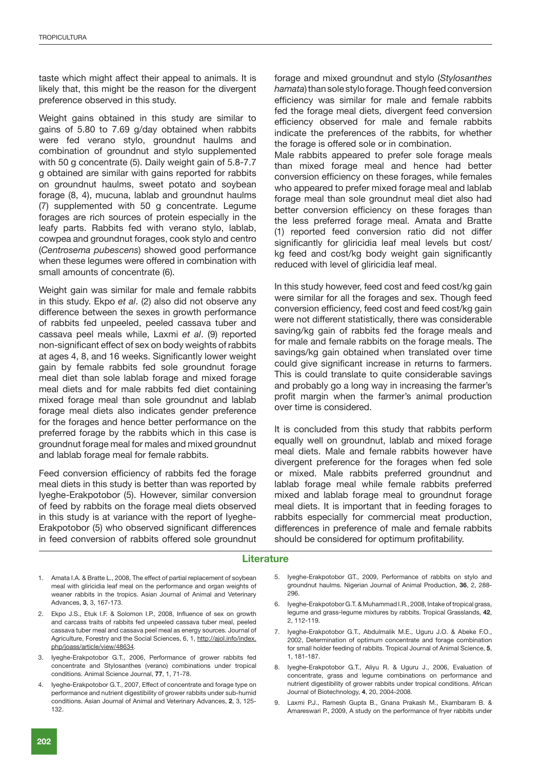taste which might affect their appeal to animals. It is likely that, this might be the reason for the divergent preference observed in this study.

Weight gains obtained in this study are similar to gains of 5.80 to 7.69 g/day obtained when rabbits were fed verano stylo, groundnut haulms and combination of groundnut and stylo supplemented with 50 g concentrate (5). Daily weight gain of 5.8-7.7 g obtained are similar with gains reported for rabbits on groundnut haulms, sweet potato and soybean forage (8, 4), mucuna, lablab and groundnut haulms (7) supplemented with 50 g concentrate. Legume forages are rich sources of protein especially in the leafy parts. Rabbits fed with verano stylo, lablab, cowpea and groundnut forages, cook stylo and centro (*Centrosema pubescens*) showed good performance when these legumes were offered in combination with small amounts of concentrate (6).

Weight gain was similar for male and female rabbits in this study. Ekpo *et al*. (2) also did not observe any difference between the sexes in growth performance of rabbits fed unpeeled, peeled cassava tuber and cassava peel meals while, Laxmi *et al*. (9) reported non-significant effect of sex on body weights of rabbits at ages 4, 8, and 16 weeks. Significantly lower weight gain by female rabbits fed sole groundnut forage meal diet than sole lablab forage and mixed forage meal diets and for male rabbits fed diet containing mixed forage meal than sole groundnut and lablab forage meal diets also indicates gender preference for the forages and hence better performance on the preferred forage by the rabbits which in this case is groundnut forage meal for males and mixed groundnut and lablab forage meal for female rabbits.

Feed conversion efficiency of rabbits fed the forage meal diets in this study is better than was reported by Iyeghe-Erakpotobor (5). However, similar conversion of feed by rabbits on the forage meal diets observed in this study is at variance with the report of Iyeghe-Erakpotobor (5) who observed significant differences in feed conversion of rabbits offered sole groundnut forage and mixed groundnut and stylo (*Stylosanthes hamata*) than sole stylo forage. Though feed conversion efficiency was similar for male and female rabbits fed the forage meal diets, divergent feed conversion efficiency observed for male and female rabbits indicate the preferences of the rabbits, for whether the forage is offered sole or in combination.

Male rabbits appeared to prefer sole forage meals than mixed forage meal and hence had better conversion efficiency on these forages, while females who appeared to prefer mixed forage meal and lablab forage meal than sole groundnut meal diet also had better conversion efficiency on these forages than the less preferred forage meal. Amata and Bratte (1) reported feed conversion ratio did not differ significantly for gliricidia leaf meal levels but cost/kg feed and cost/kg body weight gain significantly reduced with level of gliricidia leaf meal.

In this study however, feed cost and feed cost/kg gain were similar for all the forages and sex. Though feed conversion efficiency, feed cost and feed cost/kg gain were not different statistically, there was considerable saving/kg gain of rabbits fed the forage meals and for male and female rabbits on the forage meals. The savings/kg gain obtained when translated over time could give significant increase in returns to farmers. This is could translate to quite considerable savings and probably go a long way in increasing the farmer's profit margin when the farmer's animal production over time is considered.

It is concluded from this study that rabbits perform equally well on groundnut, lablab and mixed forage meal diets. Male and female rabbits however have divergent preference for the forages when fed sole or mixed. Male rabbits preferred groundnut and lablab forage meal while female rabbits preferred mixed and lablab forage meal to groundnut forage meal diets. It is important that in feeding forages to rabbits especially for commercial meat production, differences in preference of male and female rabbits should be considered for optimum profitability.

## Literature

1. Amata I.A. & Bratte L., 2008, The effect of partial replacement of soybean meal with gliricidia leaf meal on the performance and organ weights of weaner rabbits in the tropics. Asian Journal of Animal and Veterinary Advances, **3**, 3, 167-173.
2. Ekpo J.S., Etuk I.F. & Solomon I.P., 2008, Influence of sex on growth and carcass traits of rabbits fed unpeeled cassava tuber meal, peeled cassava tuber meal and cassava peel meal as energy sources. Journal of Agriculture, Forestry and the Social Sciences, 6, 1, http://ajol.info/index.php/joass/article/view/48634.
3. Iyeghe-Erakpotobor G.T., 2006, Performance of grower rabbits fed concentrate and Stylosanthes (verano) combinations under tropical conditions. Animal Science Journal, **77**, 1, 71-78.
4. Iyeghe-Erakpotobor G.T., 2007, Effect of concentrate and forage type on performance and nutrient digestibility of grower rabbits under sub-humid conditions. Asian Journal of Animal and Veterinary Advances, **2**, 3, 125-132.
5. Iyeghe-Erakpotobor GT., 2009, Performance of rabbits on stylo and groundnut haulms. Nigerian Journal of Animal Production, **36**, 2, 288-296.
6. Iyeghe-Erakpotobor G.T. & Muhammad I.R., 2008, Intake of tropical grass, legume and grass-legume mixtures by rabbits. Tropical Grasslands, **42**, 2, 112-119.
7. Iyeghe-Erakpotobor G.T., Abdulmalik M.E., Uguru J.O. & Abeke F.O., 2002, Determination of optimum concentrate and forage combination for small holder feeding of rabbits. Tropical Journal of Animal Science, **5**, 1, 181-187.
8. Iyeghe-Erakpotobor G.T., Aliyu R. & Uguru J., 2006, Evaluation of concentrate, grass and legume combinations on performance and nutrient digestibility of grower rabbits under tropical conditions. African Journal of Biotechnology, **4**, 20, 2004-2008.
9. Laxmi P.J., Ramesh Gupta B., Gnana Prakash M., Ekambaram B. & Amareswari P., 2009, A study on the performance of fryer rabbits under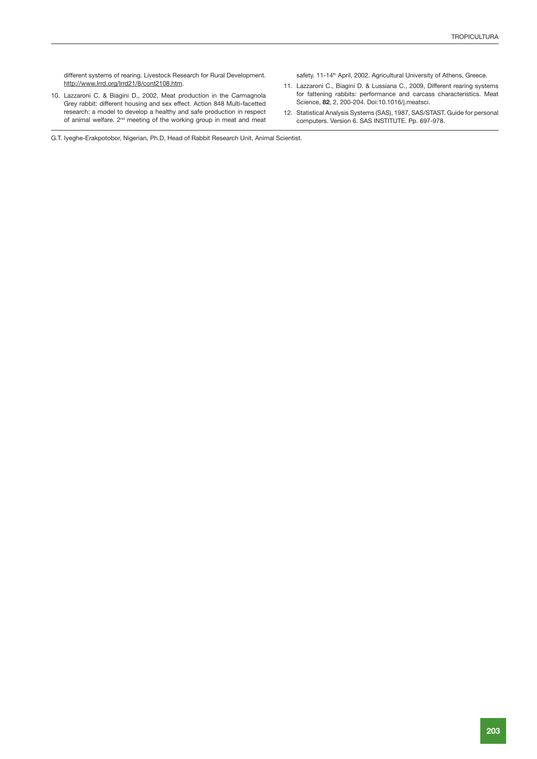different systems of rearing. Livestock Research for Rural Development. http://www.lrrd.org/lrrd21/8/cont2108.htm.

10. Lazzaroni C. & Biagini D., 2002, Meat production in the Carmagnola Grey rabbit: different housing and sex effect. Action 848 Multi-facetted research: a model to develop a healthy and safe production in respect of animal welfare. 2nd meeting of the working group in meat and meat safety. 11-14th April, 2002. Agricultural University of Athens, Greece.

11. Lazzaroni C., Biagini D. & Lussiana C., 2009, Different rearing systems for fattening rabbits: performance and carcass characteristics. Meat Science, **82**, 2, 200-204. Doi:10.1016/j.meatsci.

12. Statistical Analysis Systems (SAS), 1987, SAS/STAST. Guide for personal computers. Version 6. SAS INSTITUTE. Pp. 697-978.

G.T. Iyeghe-Erakpotobor, Nigerian, Ph.D, Head of Rabbit Research Unit, Animal Scientist.